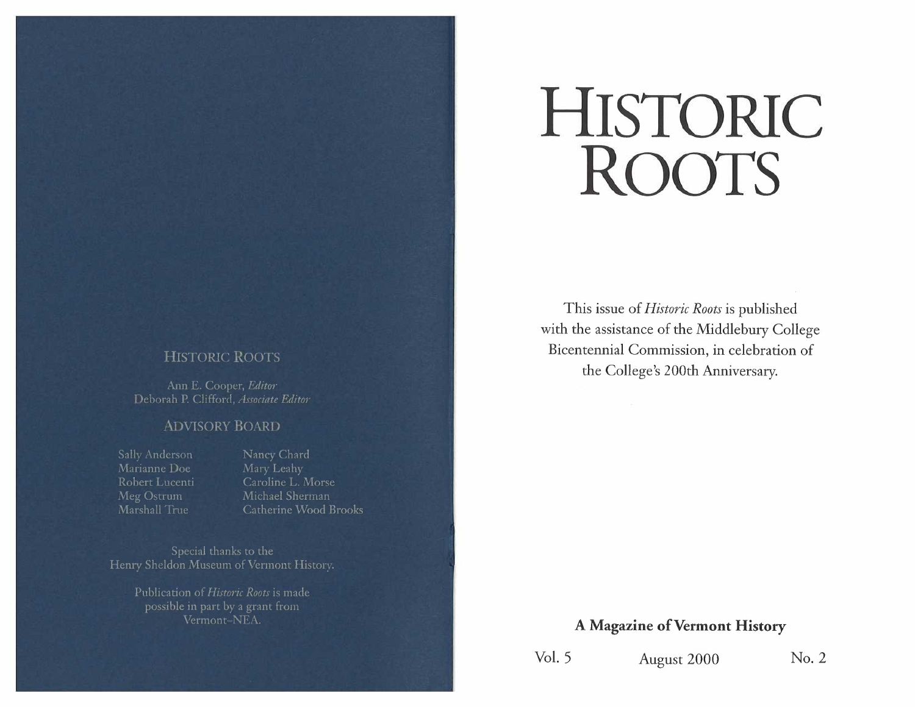## HISTORIC ROOTS

Ann E. Cooper, *Editor*
Deborah P. Clifford, *Associate Editor*

## ADVISORY BOARD

| | |
|---|---|
| Sally Anderson | Nancy Chard |
| Marianne Doe | Mary Leahy |
| Robert Lucenti | Caroline L. Morse |
| Meg Ostrum | Michael Sherman |
| Marshall True | Catherine Wood Brooks |

Special thanks to the Henry Sheldon Museum of Vermont History.

Publication of *Historic Roots* is made possible in part by a grant from Vermont-NEA.

# HISTORIC ROOTS

This issue of *Historic Roots* is published with the assistance of the Middlebury College Bicentennial Commission, in celebration of the College's 200th Anniversary.

**A Magazine of Vermont History**

Vol. 5 August 2000 No. 2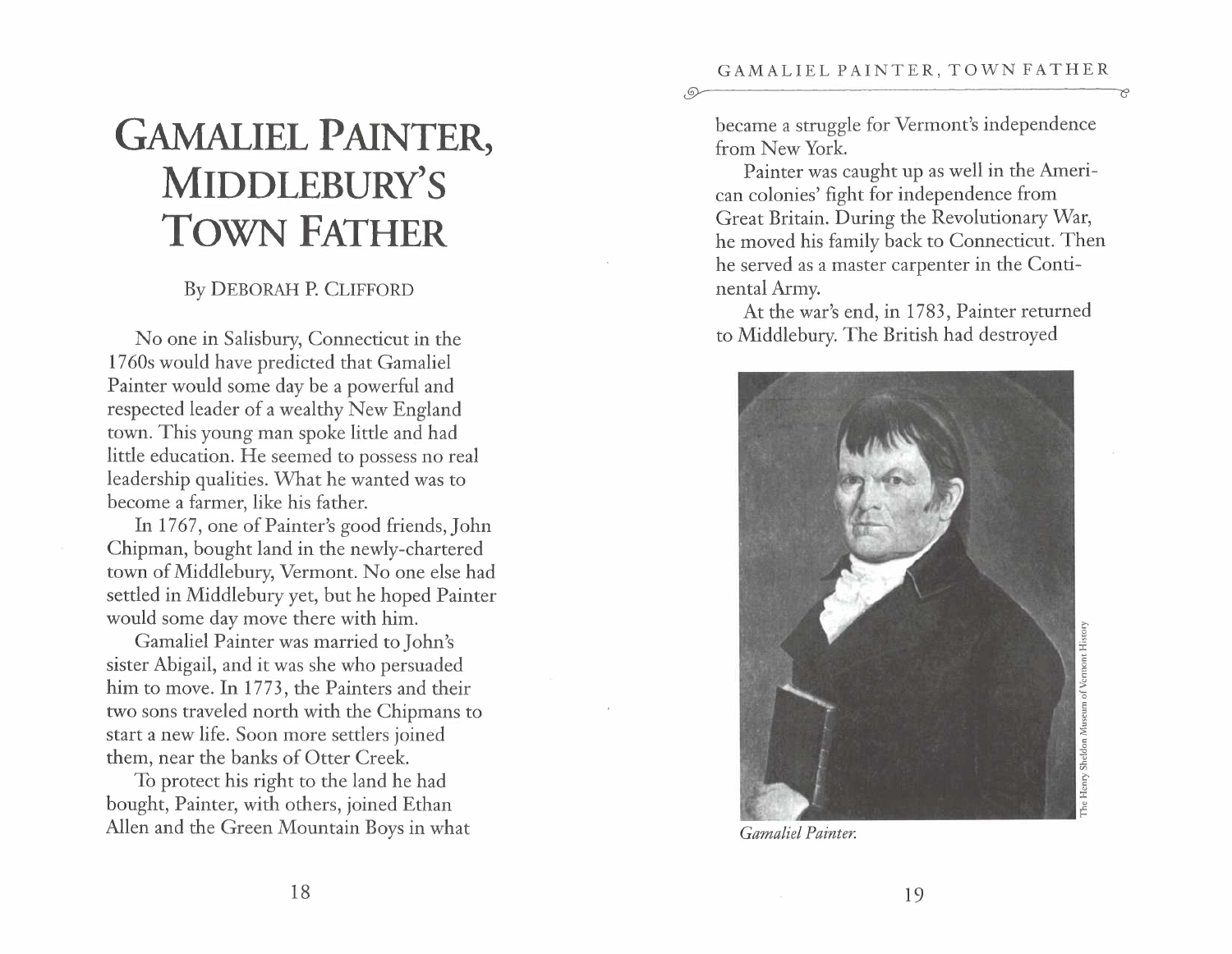# GAMALIEL PAINTER, MIDDLEBURY'S TOWN FATHER

By DEBORAH P. CLIFFORD

No one in Salisbury, Connecticut in the 1760s would have predicted that Gamaliel Painter would some day be a powerful and respected leader of a wealthy New England town. This young man spoke little and had little education. He seemed to possess no real leadership qualities. What he wanted was to become a farmer, like his father.

In 1767, one of Painter's good friends, John Chipman, bought land in the newly-chartered town of Middlebury, Vermont. No one else had settled in Middlebury yet, but he hoped Painter would some day move there with him.

Gamaliel Painter was married to John's sister Abigail, and it was she who persuaded him to move. In 1773, the Painters and their two sons traveled north with the Chipmans to start a new life. Soon more settlers joined them, near the banks of Otter Creek.

To protect his right to the land he had bought, Painter, with others, joined Ethan Allen and the Green Mountain Boys in what became a struggle for Vermont's independence from New York.

Painter was caught up as well in the American colonies' fight for independence from Great Britain. During the Revolutionary War, he moved his family back to Connecticut. Then he served as a master carpenter in the Continental Army.

At the war's end, in 1783, Painter returned to Middlebury. The British had destroyed

The Henry Sheldon Museum of Vermont History

*Gamaliel Painter.*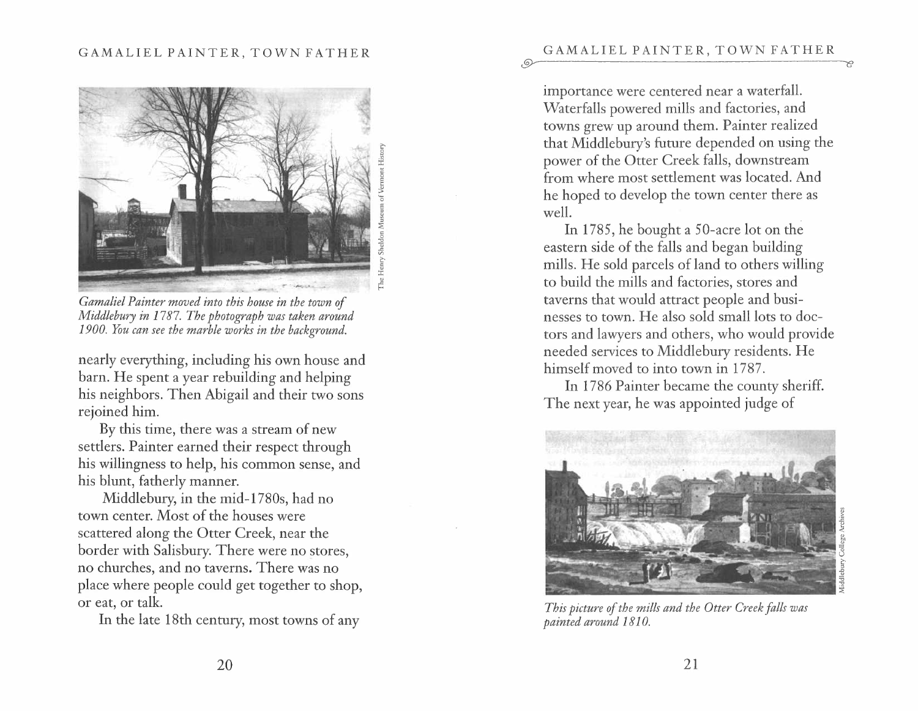*Gamaliel Painter moved into this house in the town of Middlebury in 1787. The photograph was taken around 1900. You can see the marble works in the background.*

The Henry Sheldon Museum of Vermont History

nearly everything, including his own house and barn. He spent a year rebuilding and helping his neighbors. Then Abigail and their two sons rejoined him.

By this time, there was a stream of new settlers. Painter earned their respect through his willingness to help, his common sense, and his blunt, fatherly manner.

Middlebury, in the mid-1780s, had no town center. Most of the houses were scattered along the Otter Creek, near the border with Salisbury. There were no stores, no churches, and no taverns. There was no place where people could get together to shop, or eat, or talk.

In the late 18th century, most towns of any importance were centered near a waterfall. Waterfalls powered mills and factories, and towns grew up around them. Painter realized that Middlebury's future depended on using the power of the Otter Creek falls, downstream from where most settlement was located. And he hoped to develop the town center there as well.

In 1785, he bought a 50-acre lot on the eastern side of the falls and began building mills. He sold parcels of land to others willing to build the mills and factories, stores and taverns that would attract people and businesses to town. He also sold small lots to doctors and lawyers and others, who would provide needed services to Middlebury residents. He himself moved to into town in 1787.

In 1786 Painter became the county sheriff. The next year, he was appointed judge of

*This picture of the mills and the Otter Creek falls was painted around 1810.*

Middlebury College Archives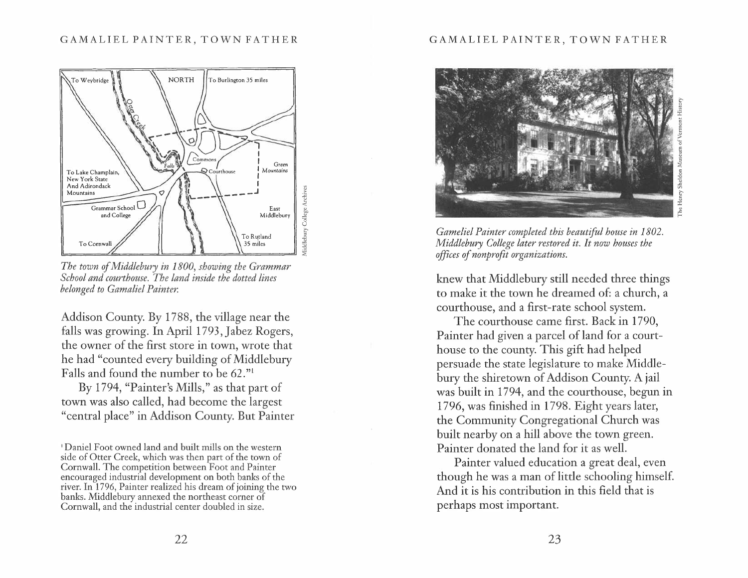*The town of Middlebury in 1800, showing the Grammar School and courthouse. The land inside the dotted lines belonged to Gamaliel Painter.*

Addison County. By 1788, the village near the falls was growing. In April 1793, Jabez Rogers, the owner of the first store in town, wrote that he had "counted every building of Middlebury Falls and found the number to be 62."[1]

By 1794, "Painter's Mills," as that part of town was also called, had become the largest "central place" in Addison County. But Painter knew that Middlebury still needed three things to make it the town he dreamed of: a church, a courthouse, and a first-rate school system.

*Gameliel Painter completed this beautiful house in 1802. Middlebury College later restored it. It now houses the offices of nonprofit organizations.*

The courthouse came first. Back in 1790, Painter had given a parcel of land for a courthouse to the county. This gift had helped persuade the state legislature to make Middlebury the shiretown of Addison County. A jail was built in 1794, and the courthouse, begun in 1796, was finished in 1798. Eight years later, the Community Congregational Church was built nearby on a hill above the town green. Painter donated the land for it as well.

Painter valued education a great deal, even though he was a man of little schooling himself. And it is his contribution in this field that is perhaps most important.

[1] Daniel Foot owned land and built mills on the western side of Otter Creek, which was then part of the town of Cornwall. The competition between Foot and Painter encouraged industrial development on both banks of the river. In 1796, Painter realized his dream of joining the two banks. Middlebury annexed the northeast corner of Cornwall, and the industrial center doubled in size.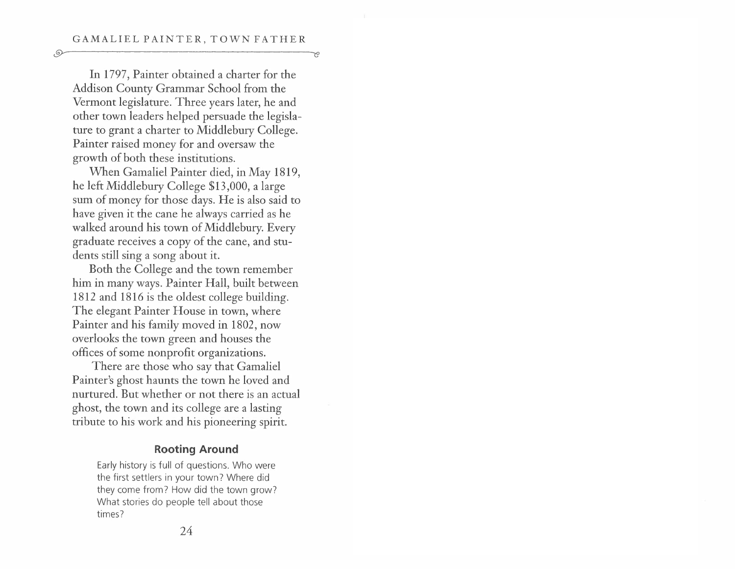In 1797, Painter obtained a charter for the Addison County Grammar School from the Vermont legislature. Three years later, he and other town leaders helped persuade the legislature to grant a charter to Middlebury College. Painter raised money for and oversaw the growth of both these institutions.

When Gamaliel Painter died, in May 1819, he left Middlebury College $13,000, a large sum of money for those days. He is also said to have given it the cane he always carried as he walked around his town of Middlebury. Every graduate receives a copy of the cane, and students still sing a song about it.

Both the College and the town remember him in many ways. Painter Hall, built between 1812 and 1816 is the oldest college building. The elegant Painter House in town, where Painter and his family moved in 1802, now overlooks the town green and houses the offices of some nonprofit organizations.

There are those who say that Gamaliel Painter's ghost haunts the town he loved and nurtured. But whether or not there is an actual ghost, the town and its college are a lasting tribute to his work and his pioneering spirit.

### Rooting Around

Early history is full of questions. Who were the first settlers in your town? Where did they come from? How did the town grow? What stories do people tell about those times?